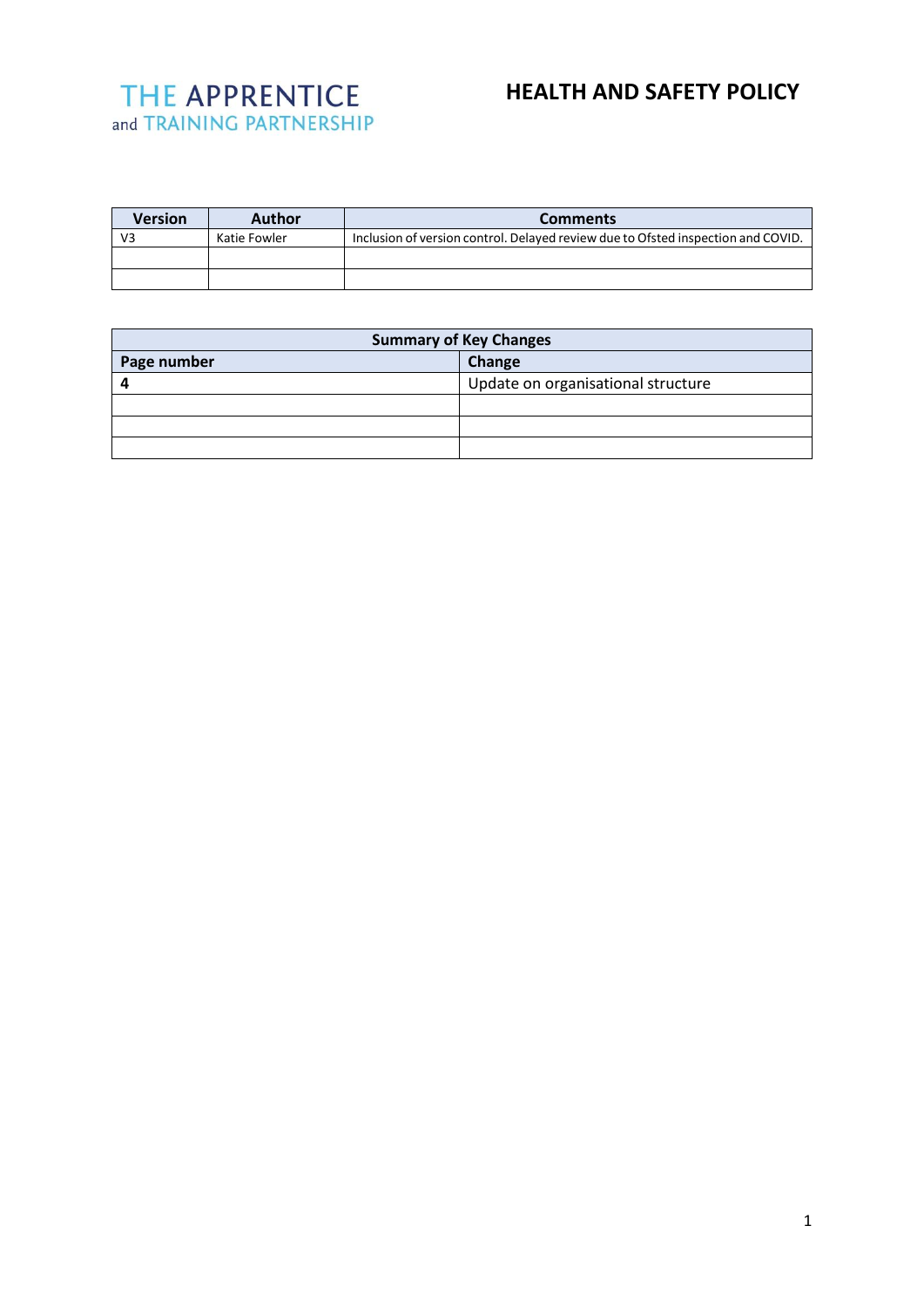THE APPRENTICE
and TRAINING PARTNERSHIP

# HEALTH AND SAFETY POLICY

| Version | Author | Comments |
|---|---|---|
| V3 | Katie Fowler | Inclusion of version control. Delayed review due to Ofsted inspection and COVID. |
| | | |
| | | |

| Summary of Key Changes | |
|---|---|
| **Page number** | **Change** |
| **4** | Update on organisational structure |
| | |
| | |
| | |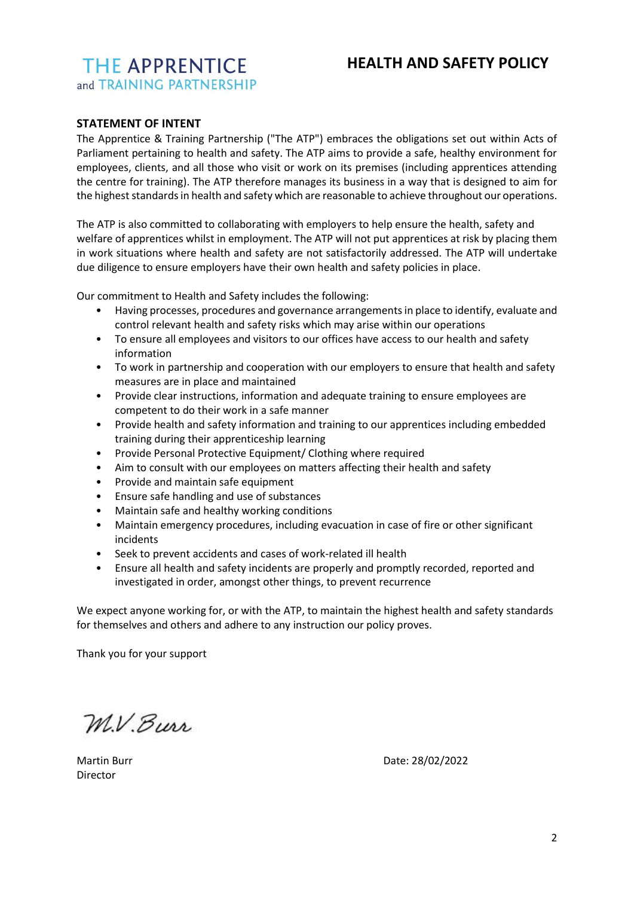THE APPRENTICE
and TRAINING PARTNERSHIP

# HEALTH AND SAFETY POLICY

## STATEMENT OF INTENT

The Apprentice & Training Partnership ("The ATP") embraces the obligations set out within Acts of Parliament pertaining to health and safety. The ATP aims to provide a safe, healthy environment for employees, clients, and all those who visit or work on its premises (including apprentices attending the centre for training). The ATP therefore manages its business in a way that is designed to aim for the highest standards in health and safety which are reasonable to achieve throughout our operations.

The ATP is also committed to collaborating with employers to help ensure the health, safety and welfare of apprentices whilst in employment. The ATP will not put apprentices at risk by placing them in work situations where health and safety are not satisfactorily addressed. The ATP will undertake due diligence to ensure employers have their own health and safety policies in place.

Our commitment to Health and Safety includes the following:

- Having processes, procedures and governance arrangements in place to identify, evaluate and control relevant health and safety risks which may arise within our operations
- To ensure all employees and visitors to our offices have access to our health and safety information
- To work in partnership and cooperation with our employers to ensure that health and safety measures are in place and maintained
- Provide clear instructions, information and adequate training to ensure employees are competent to do their work in a safe manner
- Provide health and safety information and training to our apprentices including embedded training during their apprenticeship learning
- Provide Personal Protective Equipment/ Clothing where required
- Aim to consult with our employees on matters affecting their health and safety
- Provide and maintain safe equipment
- Ensure safe handling and use of substances
- Maintain safe and healthy working conditions
- Maintain emergency procedures, including evacuation in case of fire or other significant incidents
- Seek to prevent accidents and cases of work-related ill health
- Ensure all health and safety incidents are properly and promptly recorded, reported and investigated in order, amongst other things, to prevent recurrence

We expect anyone working for, or with the ATP, to maintain the highest health and safety standards for themselves and others and adhere to any instruction our policy proves.

Thank you for your support

M.V.Burr

Martin Burr
Director

Date: 28/02/2022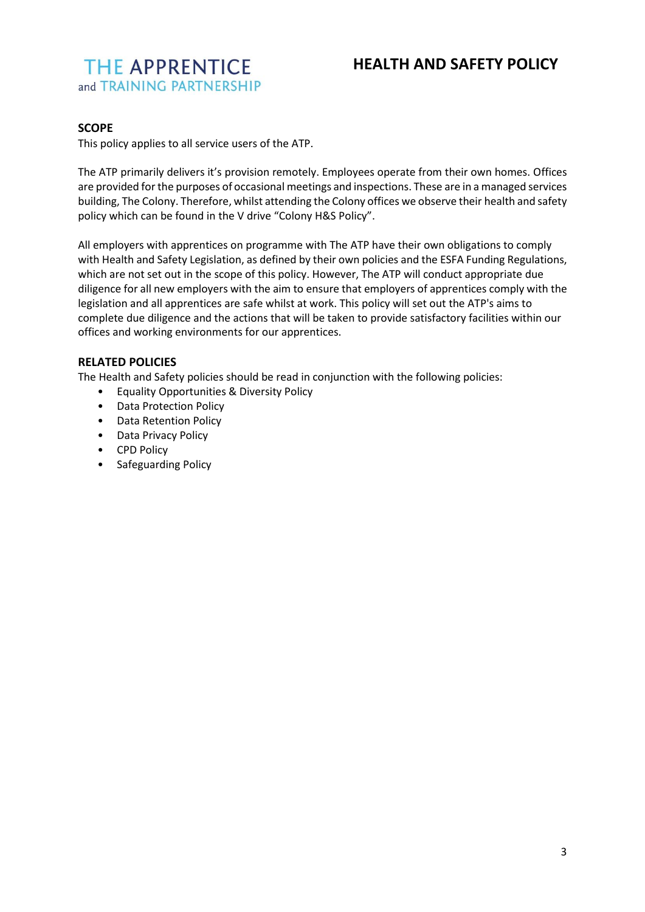THE APPRENTICE
and TRAINING PARTNERSHIP

# HEALTH AND SAFETY POLICY

## SCOPE

This policy applies to all service users of the ATP.

The ATP primarily delivers it's provision remotely. Employees operate from their own homes. Offices are provided for the purposes of occasional meetings and inspections. These are in a managed services building, The Colony. Therefore, whilst attending the Colony offices we observe their health and safety policy which can be found in the V drive "Colony H&S Policy".

All employers with apprentices on programme with The ATP have their own obligations to comply with Health and Safety Legislation, as defined by their own policies and the ESFA Funding Regulations, which are not set out in the scope of this policy. However, The ATP will conduct appropriate due diligence for all new employers with the aim to ensure that employers of apprentices comply with the legislation and all apprentices are safe whilst at work. This policy will set out the ATP's aims to complete due diligence and the actions that will be taken to provide satisfactory facilities within our offices and working environments for our apprentices.

## RELATED POLICIES

The Health and Safety policies should be read in conjunction with the following policies:

- Equality Opportunities & Diversity Policy
- Data Protection Policy
- Data Retention Policy
- Data Privacy Policy
- CPD Policy
- Safeguarding Policy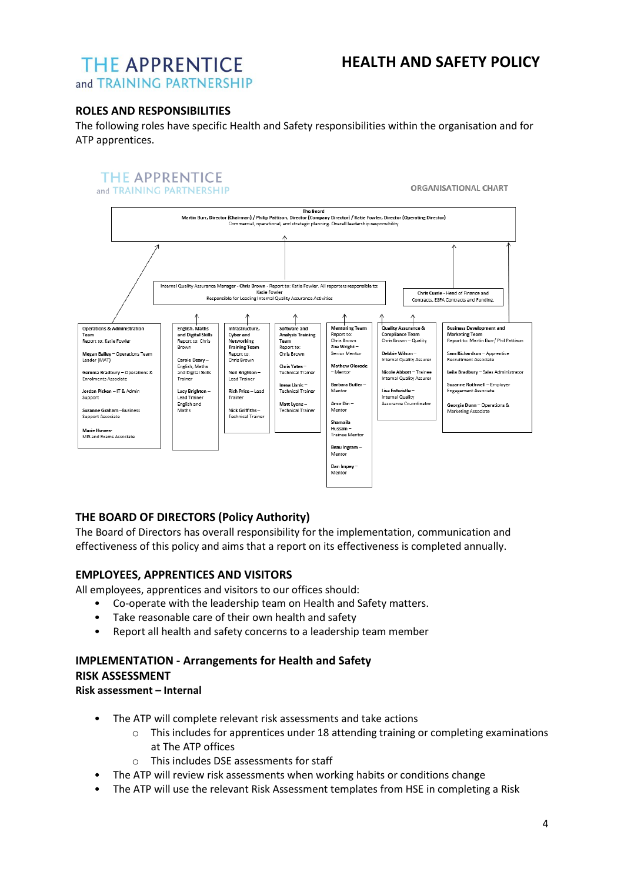# THE APPRENTICE and TRAINING PARTNERSHIP

# HEALTH AND SAFETY POLICY

## ROLES AND RESPONSIBILITIES

The following roles have specific Health and Safety responsibilities within the organisation and for ATP apprentices.

THE APPRENTICE and TRAINING PARTNERSHIP

ORGANISATIONAL CHART

**The Board**
Martin Burr, Director (Chairman) / Philip Pattison, Director (Company Director) / Katie Fowler, Director (Operating Director)
Commercial, operational, and strategic planning. Overall leadership responsibility

**Internal Quality Assurance Manager - Chris Brown** - Report to: Katie Fowler. All reporters responsible to: Katie Fowler
Responsible for Leading Internal Quality Assurance Activities

**Chris Currie** - Head of Finance and Contracts, ESFA Contracts and Funding.

**Operations & Administration Team**
Report to: Katie Fowler
- **Megan Bailey** – Operations Team Leader (IMAT)
- **Gemma Bradbury** – Operations & Enrolments Associate
- **Jordan Picken** – IT & Admin Support
- **Suzanne Graham** – Business Support Associate
- **Marie Howes** - MIS and Exams Associate

**English, Maths and Digital Skills**
Report to: Chris Brown
- **Carole Deary** – English, Maths and Digital Skills Trainer
- **Lucy Brighton** – Lead Trainer English and Maths

**Infrastructure, Cyber and Networking Training Team**
Report to: Chris Brown
- **Neil Brighton** – Lead Trainer
- **Rich Price** – Lead Trainer
- **Nick Griffiths** – Technical Trainer

**Software and Analysis Training Team**
Report to: Chris Brown
- **Chris Yates** – Technical Trainer
- **Inesa Usnic** – Technical Trainer
- **Matt Lyons** – Technical Trainer

**Mentoring Team**
Report to: Chris Brown
- **Zoe Wright** – Senior Mentor
- **Mathew Olorode** – Mentor
- **Barbara Butler** – Mentor
- **Amir Din** – Mentor
- **Shamaila Hussain** – Trainee Mentor
- **Beau Ingram** – Mentor
- **Dan Impey** – Mentor

**Quality Assurance & Compliance Team**
Chris Brown – Quality
- **Debbie Wilson** – Internal Quality Assurer
- **Nicole Abbott** – Trainee Internal Quality Assurer
- **Lisa Entwistle** – Internal Quality Assurance Co-ordinator

**Business Development and Marketing Team**
Report to: Martin Burr/ Phil Pattison
- **Sam Richardson** – Apprentice Recruitment Associate
- **Leila Bradbury** – Sales Administrator
- **Suzanne Rothwell** – Employer Engagement Associate
- **Georgia Dunn** – Operations & Marketing Associate

## THE BOARD OF DIRECTORS (Policy Authority)

The Board of Directors has overall responsibility for the implementation, communication and effectiveness of this policy and aims that a report on its effectiveness is completed annually.

## EMPLOYEES, APPRENTICES AND VISITORS

All employees, apprentices and visitors to our offices should:

- Co-operate with the leadership team on Health and Safety matters.
- Take reasonable care of their own health and safety
- Report all health and safety concerns to a leadership team member

## IMPLEMENTATION - Arrangements for Health and Safety

## RISK ASSESSMENT

### Risk assessment – Internal

- The ATP will complete relevant risk assessments and take actions
  - This includes for apprentices under 18 attending training or completing examinations at The ATP offices
  - This includes DSE assessments for staff
- The ATP will review risk assessments when working habits or conditions change
- The ATP will use the relevant Risk Assessment templates from HSE in completing a Risk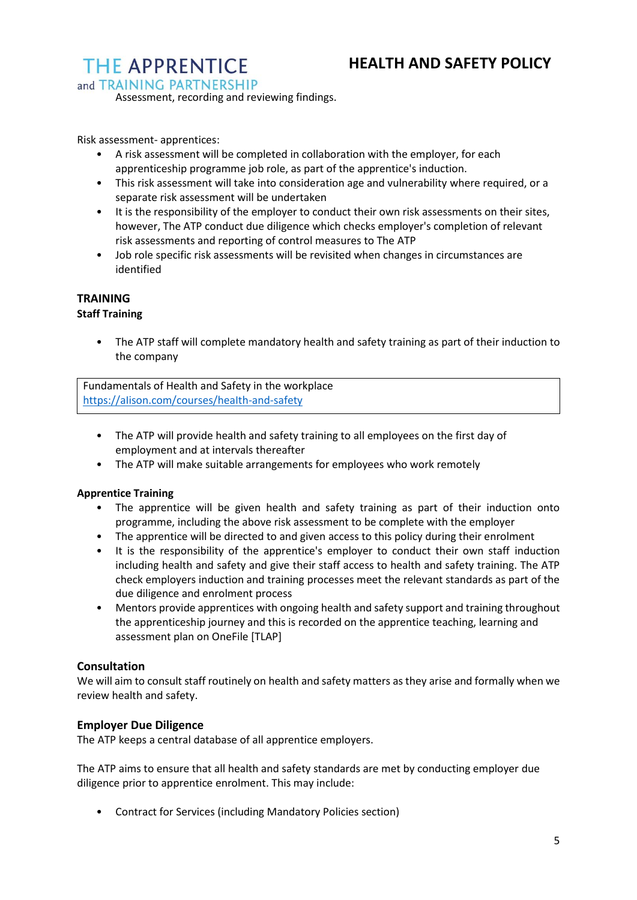Assessment, recording and reviewing findings.

Risk assessment- apprentices:

- A risk assessment will be completed in collaboration with the employer, for each apprenticeship programme job role, as part of the apprentice's induction.
- This risk assessment will take into consideration age and vulnerability where required, or a separate risk assessment will be undertaken
- It is the responsibility of the employer to conduct their own risk assessments on their sites, however, The ATP conduct due diligence which checks employer's completion of relevant risk assessments and reporting of control measures to The ATP
- Job role specific risk assessments will be revisited when changes in circumstances are identified

## TRAINING

### Staff Training

- The ATP staff will complete mandatory health and safety training as part of their induction to the company

| Fundamentals of Health and Safety in the workplace<br>https://alison.com/courses/health-and-safety |
|---|

- The ATP will provide health and safety training to all employees on the first day of employment and at intervals thereafter
- The ATP will make suitable arrangements for employees who work remotely

### Apprentice Training

- The apprentice will be given health and safety training as part of their induction onto programme, including the above risk assessment to be complete with the employer
- The apprentice will be directed to and given access to this policy during their enrolment
- It is the responsibility of the apprentice's employer to conduct their own staff induction including health and safety and give their staff access to health and safety training. The ATP check employers induction and training processes meet the relevant standards as part of the due diligence and enrolment process
- Mentors provide apprentices with ongoing health and safety support and training throughout the apprenticeship journey and this is recorded on the apprentice teaching, learning and assessment plan on OneFile [TLAP]

### Consultation

We will aim to consult staff routinely on health and safety matters as they arise and formally when we review health and safety.

### Employer Due Diligence

The ATP keeps a central database of all apprentice employers.

The ATP aims to ensure that all health and safety standards are met by conducting employer due diligence prior to apprentice enrolment. This may include:

- Contract for Services (including Mandatory Policies section)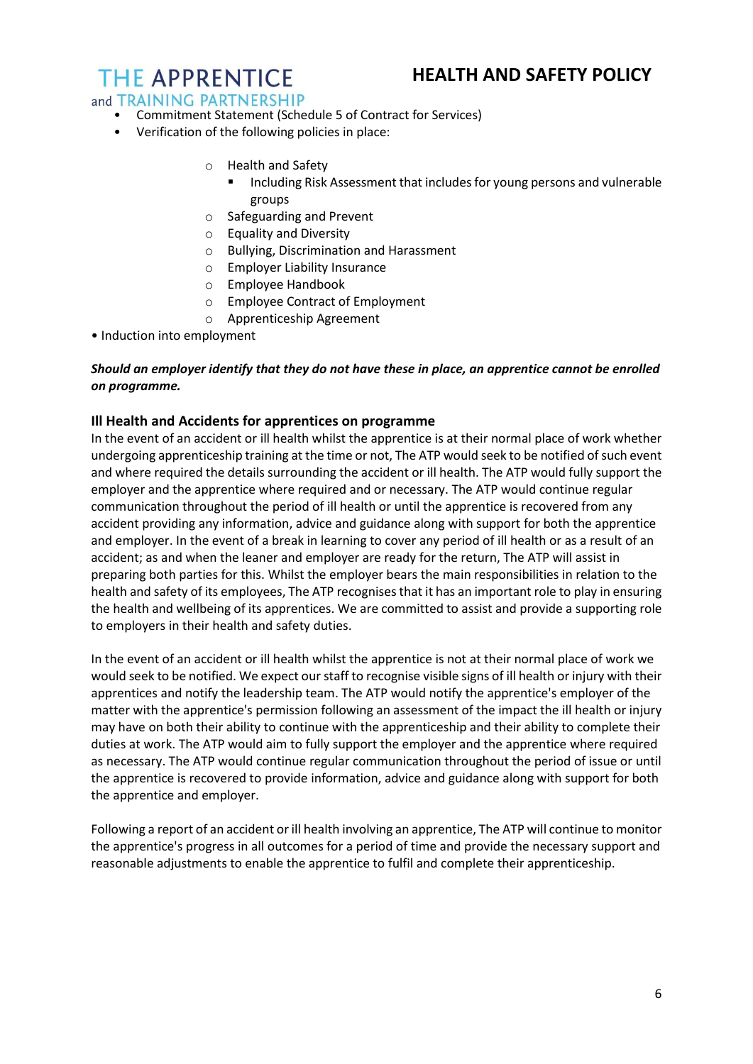- Commitment Statement (Schedule 5 of Contract for Services)
- Verification of the following policies in place:
    - Health and Safety
        - Including Risk Assessment that includes for young persons and vulnerable groups
    - Safeguarding and Prevent
    - Equality and Diversity
    - Bullying, Discrimination and Harassment
    - Employer Liability Insurance
    - Employee Handbook
    - Employee Contract of Employment
    - Apprenticeship Agreement
- Induction into employment

***Should an employer identify that they do not have these in place, an apprentice cannot be enrolled on programme.***

### Ill Health and Accidents for apprentices on programme

In the event of an accident or ill health whilst the apprentice is at their normal place of work whether undergoing apprenticeship training at the time or not, The ATP would seek to be notified of such event and where required the details surrounding the accident or ill health. The ATP would fully support the employer and the apprentice where required and or necessary. The ATP would continue regular communication throughout the period of ill health or until the apprentice is recovered from any accident providing any information, advice and guidance along with support for both the apprentice and employer. In the event of a break in learning to cover any period of ill health or as a result of an accident; as and when the leaner and employer are ready for the return, The ATP will assist in preparing both parties for this. Whilst the employer bears the main responsibilities in relation to the health and safety of its employees, The ATP recognises that it has an important role to play in ensuring the health and wellbeing of its apprentices. We are committed to assist and provide a supporting role to employers in their health and safety duties.

In the event of an accident or ill health whilst the apprentice is not at their normal place of work we would seek to be notified. We expect our staff to recognise visible signs of ill health or injury with their apprentices and notify the leadership team. The ATP would notify the apprentice's employer of the matter with the apprentice's permission following an assessment of the impact the ill health or injury may have on both their ability to continue with the apprenticeship and their ability to complete their duties at work. The ATP would aim to fully support the employer and the apprentice where required as necessary. The ATP would continue regular communication throughout the period of issue or until the apprentice is recovered to provide information, advice and guidance along with support for both the apprentice and employer.

Following a report of an accident or ill health involving an apprentice, The ATP will continue to monitor the apprentice's progress in all outcomes for a period of time and provide the necessary support and reasonable adjustments to enable the apprentice to fulfil and complete their apprenticeship.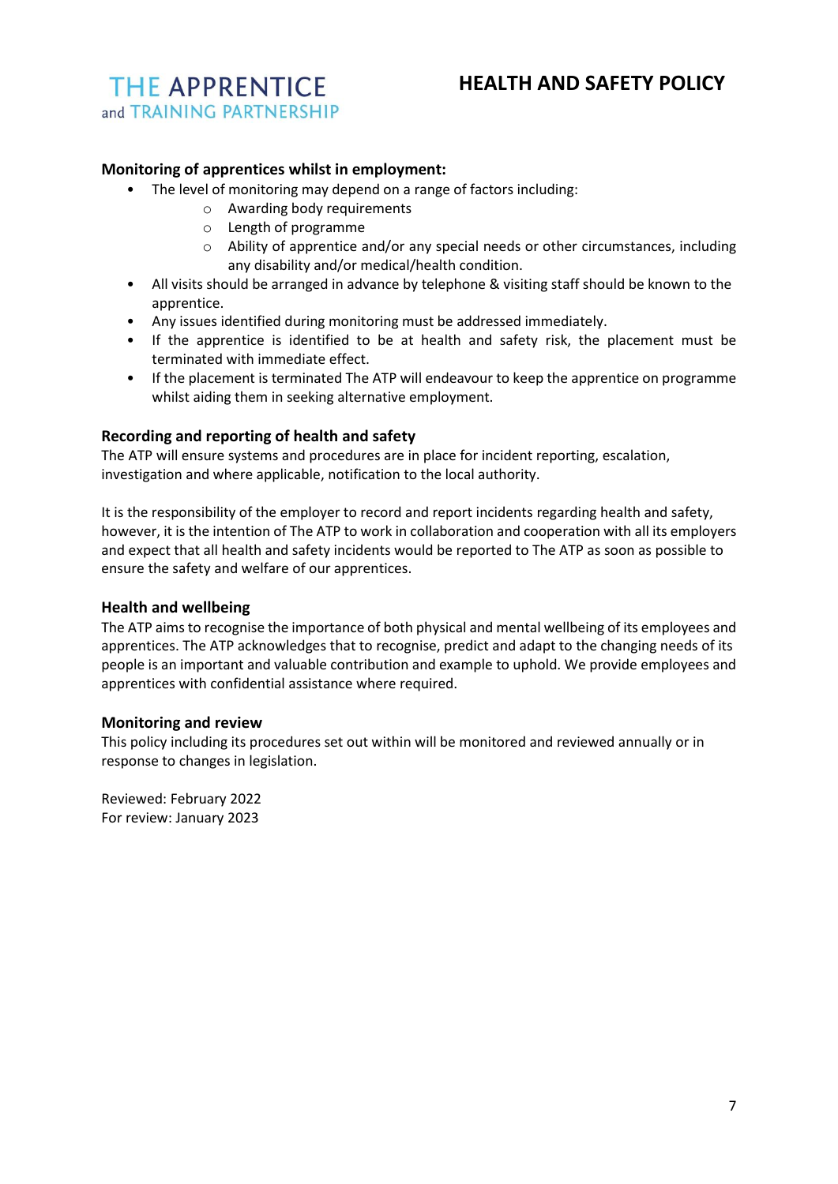## Monitoring of apprentices whilst in employment:

- The level of monitoring may depend on a range of factors including:
    - Awarding body requirements
    - Length of programme
    - Ability of apprentice and/or any special needs or other circumstances, including any disability and/or medical/health condition.
- All visits should be arranged in advance by telephone & visiting staff should be known to the apprentice.
- Any issues identified during monitoring must be addressed immediately.
- If the apprentice is identified to be at health and safety risk, the placement must be terminated with immediate effect.
- If the placement is terminated The ATP will endeavour to keep the apprentice on programme whilst aiding them in seeking alternative employment.

## Recording and reporting of health and safety

The ATP will ensure systems and procedures are in place for incident reporting, escalation, investigation and where applicable, notification to the local authority.

It is the responsibility of the employer to record and report incidents regarding health and safety, however, it is the intention of The ATP to work in collaboration and cooperation with all its employers and expect that all health and safety incidents would be reported to The ATP as soon as possible to ensure the safety and welfare of our apprentices.

## Health and wellbeing

The ATP aims to recognise the importance of both physical and mental wellbeing of its employees and apprentices. The ATP acknowledges that to recognise, predict and adapt to the changing needs of its people is an important and valuable contribution and example to uphold. We provide employees and apprentices with confidential assistance where required.

## Monitoring and review

This policy including its procedures set out within will be monitored and reviewed annually or in response to changes in legislation.

Reviewed: February 2022
For review: January 2023